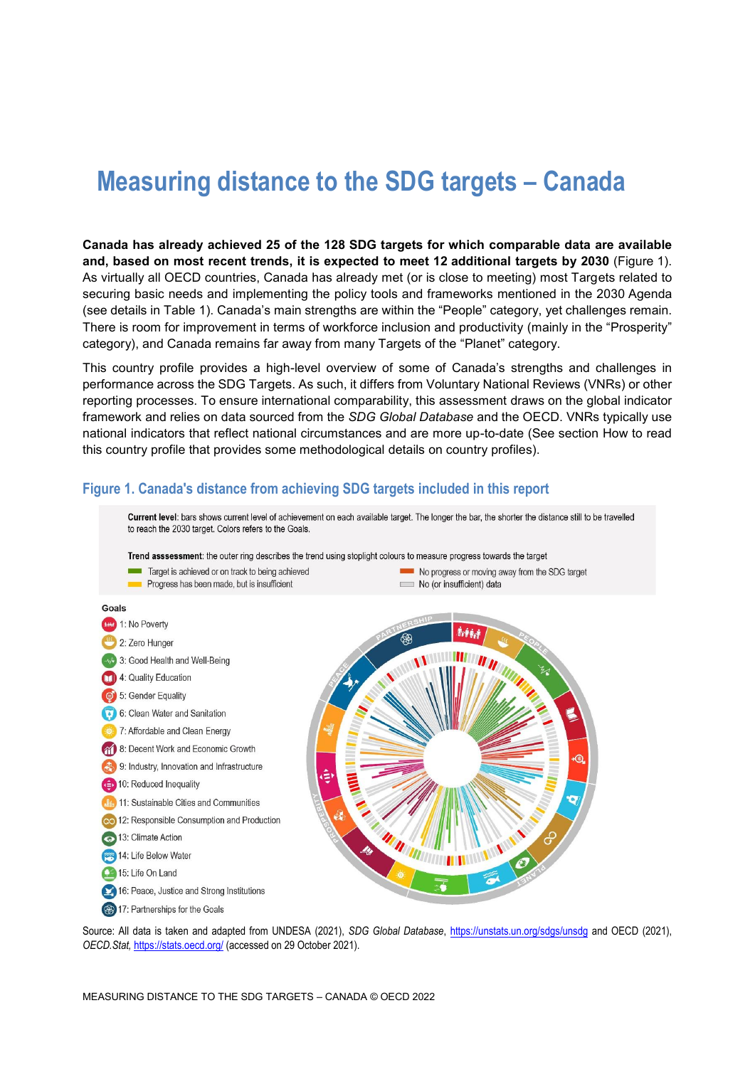# Measuring distance to the SDG targets – Canada

**Canada has already achieved 25 of the 128 SDG targets for which comparable data are available and, based on most recent trends, it is expected to meet 12 additional targets by 2030** (Figure 1). As virtually all OECD countries, Canada has already met (or is close to meeting) most Targets related to securing basic needs and implementing the policy tools and frameworks mentioned in the 2030 Agenda (see details in Table 1). Canada's main strengths are within the "People" category, yet challenges remain. There is room for improvement in terms of workforce inclusion and productivity (mainly in the "Prosperity" category), and Canada remains far away from many Targets of the "Planet" category.

This country profile provides a high-level overview of some of Canada's strengths and challenges in performance across the SDG Targets. As such, it differs from Voluntary National Reviews (VNRs) or other reporting processes. To ensure international comparability, this assessment draws on the global indicator framework and relies on data sourced from the *SDG Global Database* and the OECD. VNRs typically use national indicators that reflect national circumstances and are more up-to-date (See section How to read this country profile that provides some methodological details on country profiles).

## Figure 1. Canada's distance from achieving SDG targets included in this report

**Current level**: bars shows current level of achievement on each available target. The longer the bar, the shorter the distance still to be travelled to reach the 2030 target. Colors refers to the Goals.

**Trend asssessment**: the outer ring describes the trend using stoplight colours to measure progress towards the target

Target is achieved or on track to being achieved

Progress has been made, but is insufficient

No progress or moving away from the SDG target

No (or insufficient) data

Goals

1: No Poverty

2: Zero Hunger

3: Good Health and Well-Being

4: Quality Education

5: Gender Equality

6: Clean Water and Sanitation

7: Affordable and Clean Energy

8: Decent Work and Economic Growth

9: Industry, Innovation and Infrastructure

10: Reduced Inequality

11: Sustainable Cities and Communities

12: Responsible Consumption and Production

13: Climate Action

14: Life Below Water

15: Life On Land

16: Peace, Justice and Strong Institutions

17: Partnerships for the Goals

PARTNERSHIP

PEOPLE

PLANET

PROSPERITY

PEACE

Source: All data is taken and adapted from UNDESA (2021), *SDG Global Database*, https://unstats.un.org/sdgs/unsdg and OECD (2021), *OECD.Stat*, https://stats.oecd.org/ (accessed on 29 October 2021).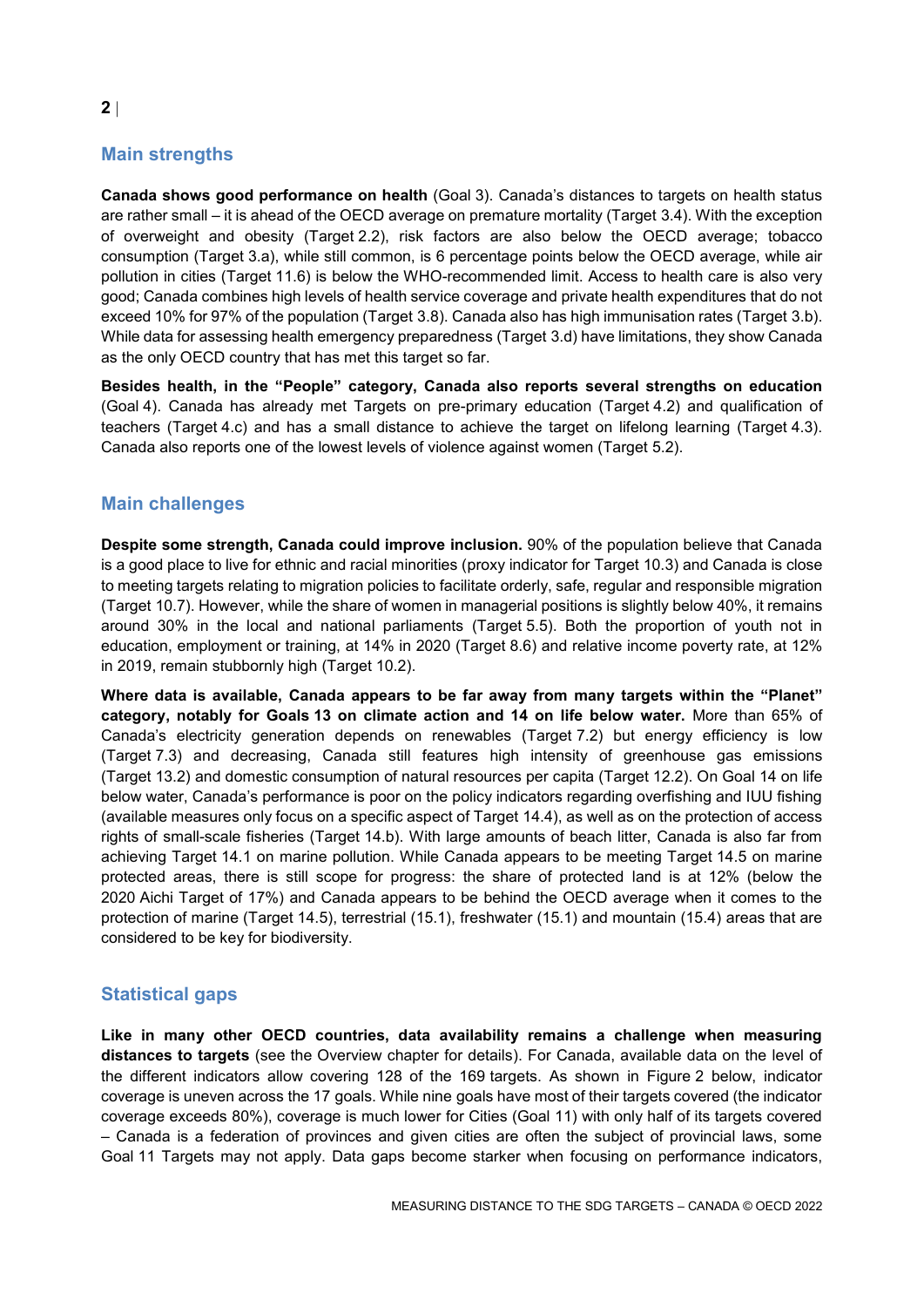## Main strengths

**Canada shows good performance on health** (Goal 3). Canada's distances to targets on health status are rather small – it is ahead of the OECD average on premature mortality (Target 3.4). With the exception of overweight and obesity (Target 2.2), risk factors are also below the OECD average; tobacco consumption (Target 3.a), while still common, is 6 percentage points below the OECD average, while air pollution in cities (Target 11.6) is below the WHO-recommended limit. Access to health care is also very good; Canada combines high levels of health service coverage and private health expenditures that do not exceed 10% for 97% of the population (Target 3.8). Canada also has high immunisation rates (Target 3.b). While data for assessing health emergency preparedness (Target 3.d) have limitations, they show Canada as the only OECD country that has met this target so far.

**Besides health, in the "People" category, Canada also reports several strengths on education** (Goal 4). Canada has already met Targets on pre-primary education (Target 4.2) and qualification of teachers (Target 4.c) and has a small distance to achieve the target on lifelong learning (Target 4.3). Canada also reports one of the lowest levels of violence against women (Target 5.2).

## Main challenges

**Despite some strength, Canada could improve inclusion.** 90% of the population believe that Canada is a good place to live for ethnic and racial minorities (proxy indicator for Target 10.3) and Canada is close to meeting targets relating to migration policies to facilitate orderly, safe, regular and responsible migration (Target 10.7). However, while the share of women in managerial positions is slightly below 40%, it remains around 30% in the local and national parliaments (Target 5.5). Both the proportion of youth not in education, employment or training, at 14% in 2020 (Target 8.6) and relative income poverty rate, at 12% in 2019, remain stubbornly high (Target 10.2).

**Where data is available, Canada appears to be far away from many targets within the "Planet" category, notably for Goals 13 on climate action and 14 on life below water.** More than 65% of Canada's electricity generation depends on renewables (Target 7.2) but energy efficiency is low (Target 7.3) and decreasing, Canada still features high intensity of greenhouse gas emissions (Target 13.2) and domestic consumption of natural resources per capita (Target 12.2). On Goal 14 on life below water, Canada's performance is poor on the policy indicators regarding overfishing and IUU fishing (available measures only focus on a specific aspect of Target 14.4), as well as on the protection of access rights of small-scale fisheries (Target 14.b). With large amounts of beach litter, Canada is also far from achieving Target 14.1 on marine pollution. While Canada appears to be meeting Target 14.5 on marine protected areas, there is still scope for progress: the share of protected land is at 12% (below the 2020 Aichi Target of 17%) and Canada appears to be behind the OECD average when it comes to the protection of marine (Target 14.5), terrestrial (15.1), freshwater (15.1) and mountain (15.4) areas that are considered to be key for biodiversity.

## Statistical gaps

**Like in many other OECD countries, data availability remains a challenge when measuring distances to targets** (see the Overview chapter for details). For Canada, available data on the level of the different indicators allow covering 128 of the 169 targets. As shown in Figure 2 below, indicator coverage is uneven across the 17 goals. While nine goals have most of their targets covered (the indicator coverage exceeds 80%), coverage is much lower for Cities (Goal 11) with only half of its targets covered – Canada is a federation of provinces and given cities are often the subject of provincial laws, some Goal 11 Targets may not apply. Data gaps become starker when focusing on performance indicators,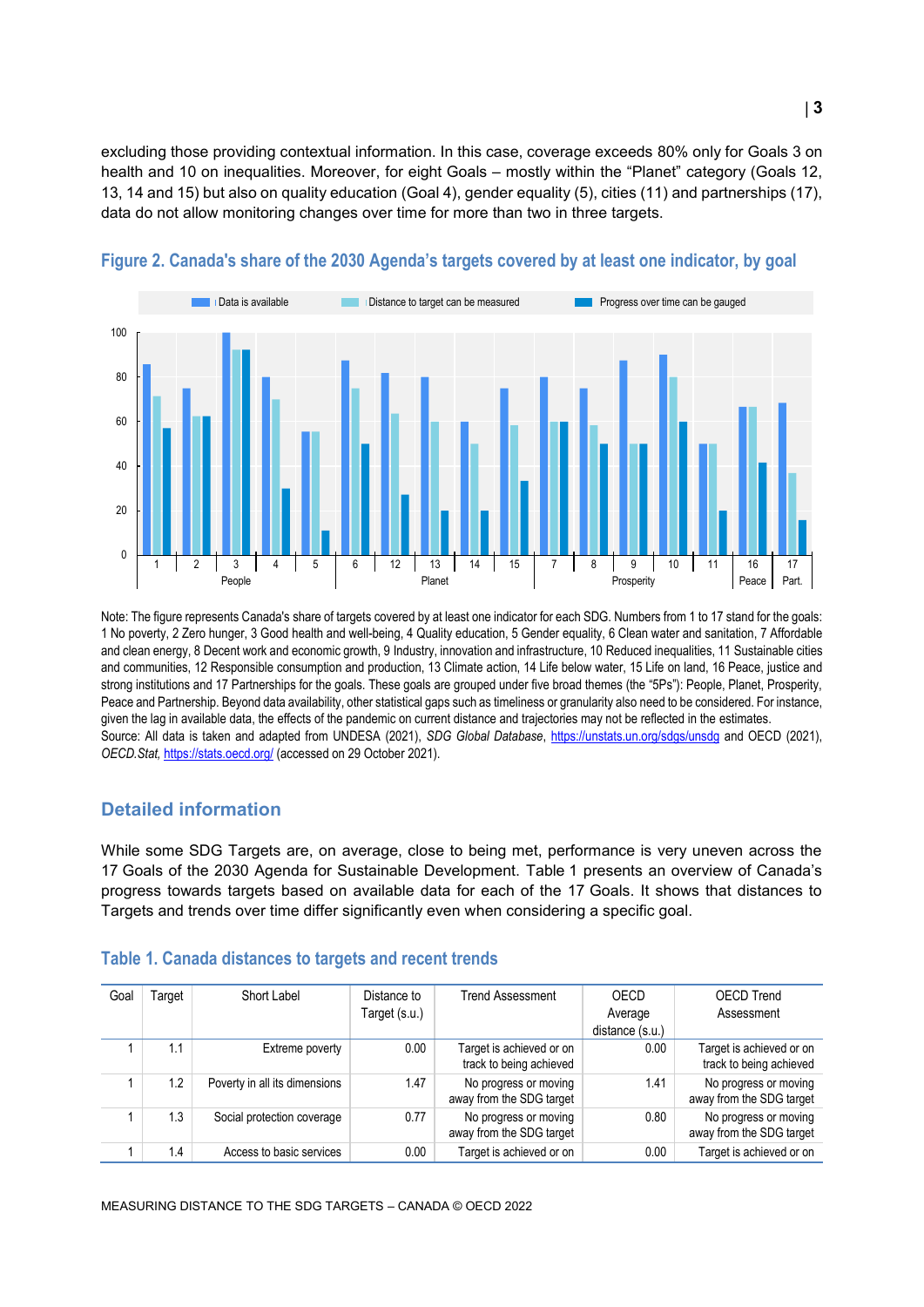excluding those providing contextual information. In this case, coverage exceeds 80% only for Goals 3 on health and 10 on inequalities. Moreover, for eight Goals – mostly within the "Planet" category (Goals 12, 13, 14 and 15) but also on quality education (Goal 4), gender equality (5), cities (11) and partnerships (17), data do not allow monitoring changes over time for more than two in three targets.

## Figure 2. Canada's share of the 2030 Agenda's targets covered by at least one indicator, by goal

Data is available
Distance to target can be measured
Progress over time can be gauged

100
80
60
40
20
0

1 2 3 4 5 6 12 13 14 15 7 8 9 10 11 16 17

People
Planet
Prosperity
Peace
Part.

Note: The figure represents Canada's share of targets covered by at least one indicator for each SDG. Numbers from 1 to 17 stand for the goals: 1 No poverty, 2 Zero hunger, 3 Good health and well-being, 4 Quality education, 5 Gender equality, 6 Clean water and sanitation, 7 Affordable and clean energy, 8 Decent work and economic growth, 9 Industry, innovation and infrastructure, 10 Reduced inequalities, 11 Sustainable cities and communities, 12 Responsible consumption and production, 13 Climate action, 14 Life below water, 15 Life on land, 16 Peace, justice and strong institutions and 17 Partnerships for the goals. These goals are grouped under five broad themes (the "5Ps"): People, Planet, Prosperity, Peace and Partnership. Beyond data availability, other statistical gaps such as timeliness or granularity also need to be considered. For instance, given the lag in available data, the effects of the pandemic on current distance and trajectories may not be reflected in the estimates.
Source: All data is taken and adapted from UNDESA (2021), *SDG Global Database*, https://unstats.un.org/sdgs/unsdg and OECD (2021), *OECD.Stat*, https://stats.oecd.org/ (accessed on 29 October 2021).

## Detailed information

While some SDG Targets are, on average, close to being met, performance is very uneven across the 17 Goals of the 2030 Agenda for Sustainable Development. Table 1 presents an overview of Canada's progress towards targets based on available data for each of the 17 Goals. It shows that distances to Targets and trends over time differ significantly even when considering a specific goal.

## Table 1. Canada distances to targets and recent trends

| Goal | Target | Short Label | Distance to Target (s.u.) | Trend Assessment | OECD Average distance (s.u.) | OECD Trend Assessment |
|---|---|---|---|---|---|---|
| 1 | 1.1 | Extreme poverty | 0.00 | Target is achieved or on track to being achieved | 0.00 | Target is achieved or on track to being achieved |
| 1 | 1.2 | Poverty in all its dimensions | 1.47 | No progress or moving away from the SDG target | 1.41 | No progress or moving away from the SDG target |
| 1 | 1.3 | Social protection coverage | 0.77 | No progress or moving away from the SDG target | 0.80 | No progress or moving away from the SDG target |
| 1 | 1.4 | Access to basic services | 0.00 | Target is achieved or on | 0.00 | Target is achieved or on |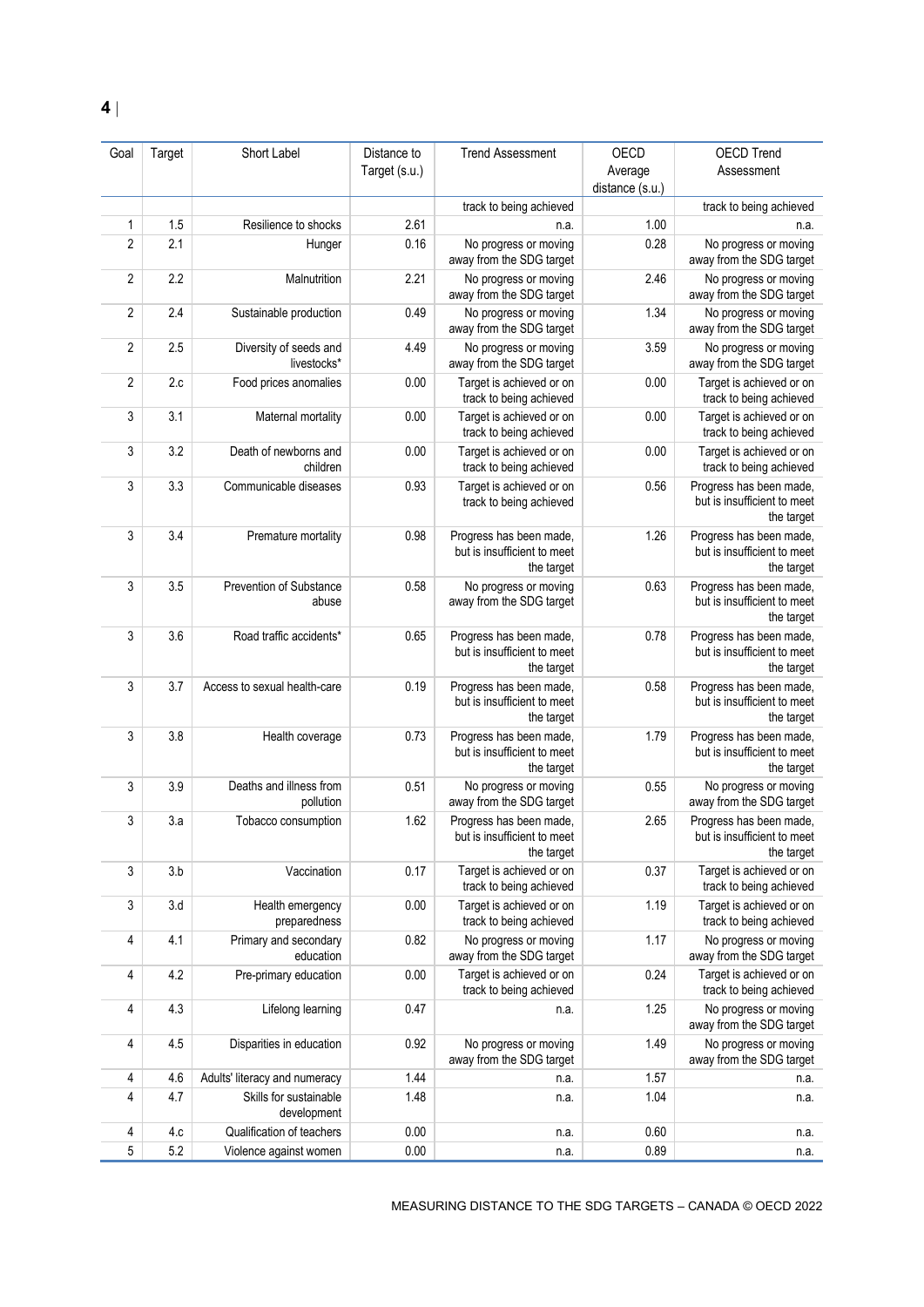| Goal | Target | Short Label | Distance to Target (s.u.) | Trend Assessment | OECD Average distance (s.u.) | OECD Trend Assessment |
|---|---|---|---|---|---|---|
| | | | | track to being achieved | | track to being achieved |
| 1 | 1.5 | Resilience to shocks | 2.61 | n.a. | 1.00 | n.a. |
| 2 | 2.1 | Hunger | 0.16 | No progress or moving away from the SDG target | 0.28 | No progress or moving away from the SDG target |
| 2 | 2.2 | Malnutrition | 2.21 | No progress or moving away from the SDG target | 2.46 | No progress or moving away from the SDG target |
| 2 | 2.4 | Sustainable production | 0.49 | No progress or moving away from the SDG target | 1.34 | No progress or moving away from the SDG target |
| 2 | 2.5 | Diversity of seeds and livestocks* | 4.49 | No progress or moving away from the SDG target | 3.59 | No progress or moving away from the SDG target |
| 2 | 2.c | Food prices anomalies | 0.00 | Target is achieved or on track to being achieved | 0.00 | Target is achieved or on track to being achieved |
| 3 | 3.1 | Maternal mortality | 0.00 | Target is achieved or on track to being achieved | 0.00 | Target is achieved or on track to being achieved |
| 3 | 3.2 | Death of newborns and children | 0.00 | Target is achieved or on track to being achieved | 0.00 | Target is achieved or on track to being achieved |
| 3 | 3.3 | Communicable diseases | 0.93 | Target is achieved or on track to being achieved | 0.56 | Progress has been made, but is insufficient to meet the target |
| 3 | 3.4 | Premature mortality | 0.98 | Progress has been made, but is insufficient to meet the target | 1.26 | Progress has been made, but is insufficient to meet the target |
| 3 | 3.5 | Prevention of Substance abuse | 0.58 | No progress or moving away from the SDG target | 0.63 | Progress has been made, but is insufficient to meet the target |
| 3 | 3.6 | Road traffic accidents* | 0.65 | Progress has been made, but is insufficient to meet the target | 0.78 | Progress has been made, but is insufficient to meet the target |
| 3 | 3.7 | Access to sexual health-care | 0.19 | Progress has been made, but is insufficient to meet the target | 0.58 | Progress has been made, but is insufficient to meet the target |
| 3 | 3.8 | Health coverage | 0.73 | Progress has been made, but is insufficient to meet the target | 1.79 | Progress has been made, but is insufficient to meet the target |
| 3 | 3.9 | Deaths and illness from pollution | 0.51 | No progress or moving away from the SDG target | 0.55 | No progress or moving away from the SDG target |
| 3 | 3.a | Tobacco consumption | 1.62 | Progress has been made, but is insufficient to meet the target | 2.65 | Progress has been made, but is insufficient to meet the target |
| 3 | 3.b | Vaccination | 0.17 | Target is achieved or on track to being achieved | 0.37 | Target is achieved or on track to being achieved |
| 3 | 3.d | Health emergency preparedness | 0.00 | Target is achieved or on track to being achieved | 1.19 | Target is achieved or on track to being achieved |
| 4 | 4.1 | Primary and secondary education | 0.82 | No progress or moving away from the SDG target | 1.17 | No progress or moving away from the SDG target |
| 4 | 4.2 | Pre-primary education | 0.00 | Target is achieved or on track to being achieved | 0.24 | Target is achieved or on track to being achieved |
| 4 | 4.3 | Lifelong learning | 0.47 | n.a. | 1.25 | No progress or moving away from the SDG target |
| 4 | 4.5 | Disparities in education | 0.92 | No progress or moving away from the SDG target | 1.49 | No progress or moving away from the SDG target |
| 4 | 4.6 | Adults' literacy and numeracy | 1.44 | n.a. | 1.57 | n.a. |
| 4 | 4.7 | Skills for sustainable development | 1.48 | n.a. | 1.04 | n.a. |
| 4 | 4.c | Qualification of teachers | 0.00 | n.a. | 0.60 | n.a. |
| 5 | 5.2 | Violence against women | 0.00 | n.a. | 0.89 | n.a. |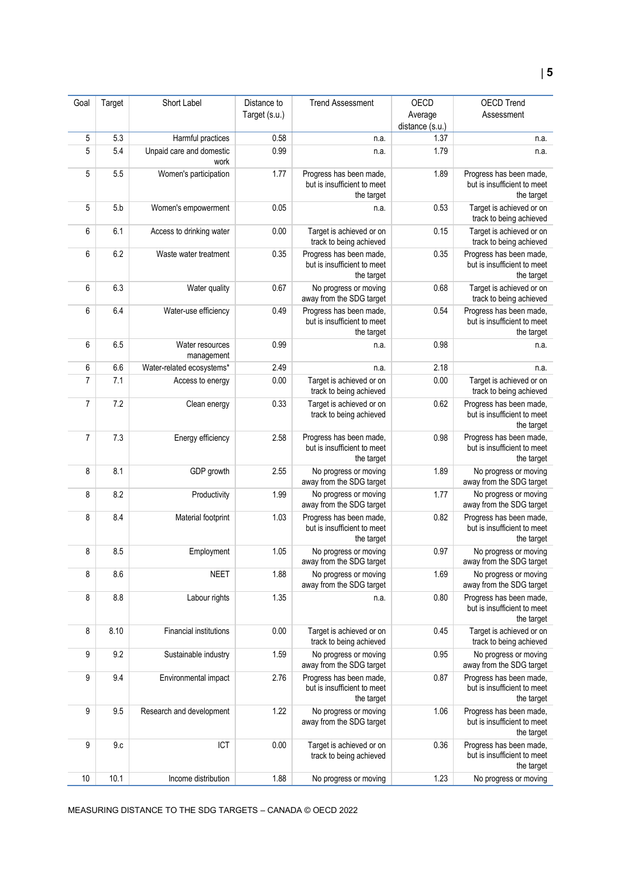| Goal | Target | Short Label | Distance to Target (s.u.) | Trend Assessment | OECD Average distance (s.u.) | OECD Trend Assessment |
|---|---|---|---|---|---|---|
| 5 | 5.3 | Harmful practices | 0.58 | n.a. | 1.37 | n.a. |
| 5 | 5.4 | Unpaid care and domestic work | 0.99 | n.a. | 1.79 | n.a. |
| 5 | 5.5 | Women's participation | 1.77 | Progress has been made, but is insufficient to meet the target | 1.89 | Progress has been made, but is insufficient to meet the target |
| 5 | 5.b | Women's empowerment | 0.05 | n.a. | 0.53 | Target is achieved or on track to being achieved |
| 6 | 6.1 | Access to drinking water | 0.00 | Target is achieved or on track to being achieved | 0.15 | Target is achieved or on track to being achieved |
| 6 | 6.2 | Waste water treatment | 0.35 | Progress has been made, but is insufficient to meet the target | 0.35 | Progress has been made, but is insufficient to meet the target |
| 6 | 6.3 | Water quality | 0.67 | No progress or moving away from the SDG target | 0.68 | Target is achieved or on track to being achieved |
| 6 | 6.4 | Water-use efficiency | 0.49 | Progress has been made, but is insufficient to meet the target | 0.54 | Progress has been made, but is insufficient to meet the target |
| 6 | 6.5 | Water resources management | 0.99 | n.a. | 0.98 | n.a. |
| 6 | 6.6 | Water-related ecosystems* | 2.49 | n.a. | 2.18 | n.a. |
| 7 | 7.1 | Access to energy | 0.00 | Target is achieved or on track to being achieved | 0.00 | Target is achieved or on track to being achieved |
| 7 | 7.2 | Clean energy | 0.33 | Target is achieved or on track to being achieved | 0.62 | Progress has been made, but is insufficient to meet the target |
| 7 | 7.3 | Energy efficiency | 2.58 | Progress has been made, but is insufficient to meet the target | 0.98 | Progress has been made, but is insufficient to meet the target |
| 8 | 8.1 | GDP growth | 2.55 | No progress or moving away from the SDG target | 1.89 | No progress or moving away from the SDG target |
| 8 | 8.2 | Productivity | 1.99 | No progress or moving away from the SDG target | 1.77 | No progress or moving away from the SDG target |
| 8 | 8.4 | Material footprint | 1.03 | Progress has been made, but is insufficient to meet the target | 0.82 | Progress has been made, but is insufficient to meet the target |
| 8 | 8.5 | Employment | 1.05 | No progress or moving away from the SDG target | 0.97 | No progress or moving away from the SDG target |
| 8 | 8.6 | NEET | 1.88 | No progress or moving away from the SDG target | 1.69 | No progress or moving away from the SDG target |
| 8 | 8.8 | Labour rights | 1.35 | n.a. | 0.80 | Progress has been made, but is insufficient to meet the target |
| 8 | 8.10 | Financial institutions | 0.00 | Target is achieved or on track to being achieved | 0.45 | Target is achieved or on track to being achieved |
| 9 | 9.2 | Sustainable industry | 1.59 | No progress or moving away from the SDG target | 0.95 | No progress or moving away from the SDG target |
| 9 | 9.4 | Environmental impact | 2.76 | Progress has been made, but is insufficient to meet the target | 0.87 | Progress has been made, but is insufficient to meet the target |
| 9 | 9.5 | Research and development | 1.22 | No progress or moving away from the SDG target | 1.06 | Progress has been made, but is insufficient to meet the target |
| 9 | 9.c | ICT | 0.00 | Target is achieved or on track to being achieved | 0.36 | Progress has been made, but is insufficient to meet the target |
| 10 | 10.1 | Income distribution | 1.88 | No progress or moving | 1.23 | No progress or moving |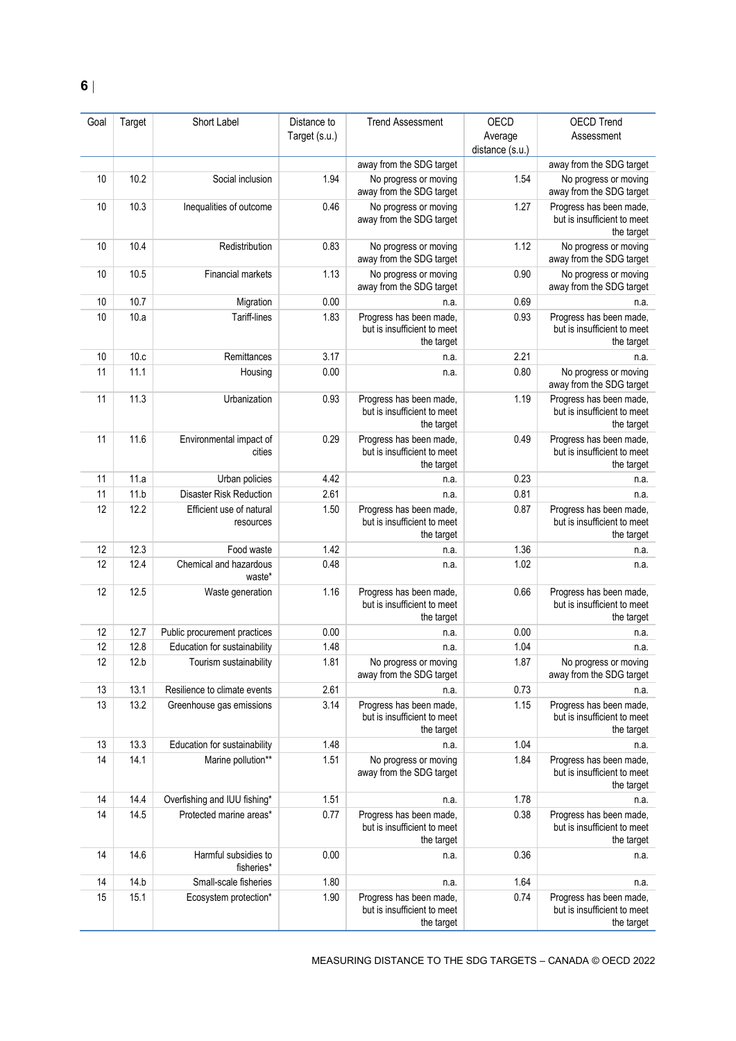| Goal | Target | Short Label | Distance to Target (s.u.) | Trend Assessment | OECD Average distance (s.u.) | OECD Trend Assessment |
|---|---|---|---|---|---|---|
| | | | | away from the SDG target | | away from the SDG target |
| 10 | 10.2 | Social inclusion | 1.94 | No progress or moving away from the SDG target | 1.54 | No progress or moving away from the SDG target |
| 10 | 10.3 | Inequalities of outcome | 0.46 | No progress or moving away from the SDG target | 1.27 | Progress has been made, but is insufficient to meet the target |
| 10 | 10.4 | Redistribution | 0.83 | No progress or moving away from the SDG target | 1.12 | No progress or moving away from the SDG target |
| 10 | 10.5 | Financial markets | 1.13 | No progress or moving away from the SDG target | 0.90 | No progress or moving away from the SDG target |
| 10 | 10.7 | Migration | 0.00 | n.a. | 0.69 | n.a. |
| 10 | 10.a | Tariff-lines | 1.83 | Progress has been made, but is insufficient to meet the target | 0.93 | Progress has been made, but is insufficient to meet the target |
| 10 | 10.c | Remittances | 3.17 | n.a. | 2.21 | n.a. |
| 11 | 11.1 | Housing | 0.00 | n.a. | 0.80 | No progress or moving away from the SDG target |
| 11 | 11.3 | Urbanization | 0.93 | Progress has been made, but is insufficient to meet the target | 1.19 | Progress has been made, but is insufficient to meet the target |
| 11 | 11.6 | Environmental impact of cities | 0.29 | Progress has been made, but is insufficient to meet the target | 0.49 | Progress has been made, but is insufficient to meet the target |
| 11 | 11.a | Urban policies | 4.42 | n.a. | 0.23 | n.a. |
| 11 | 11.b | Disaster Risk Reduction | 2.61 | n.a. | 0.81 | n.a. |
| 12 | 12.2 | Efficient use of natural resources | 1.50 | Progress has been made, but is insufficient to meet the target | 0.87 | Progress has been made, but is insufficient to meet the target |
| 12 | 12.3 | Food waste | 1.42 | n.a. | 1.36 | n.a. |
| 12 | 12.4 | Chemical and hazardous waste* | 0.48 | n.a. | 1.02 | n.a. |
| 12 | 12.5 | Waste generation | 1.16 | Progress has been made, but is insufficient to meet the target | 0.66 | Progress has been made, but is insufficient to meet the target |
| 12 | 12.7 | Public procurement practices | 0.00 | n.a. | 0.00 | n.a. |
| 12 | 12.8 | Education for sustainability | 1.48 | n.a. | 1.04 | n.a. |
| 12 | 12.b | Tourism sustainability | 1.81 | No progress or moving away from the SDG target | 1.87 | No progress or moving away from the SDG target |
| 13 | 13.1 | Resilience to climate events | 2.61 | n.a. | 0.73 | n.a. |
| 13 | 13.2 | Greenhouse gas emissions | 3.14 | Progress has been made, but is insufficient to meet the target | 1.15 | Progress has been made, but is insufficient to meet the target |
| 13 | 13.3 | Education for sustainability | 1.48 | n.a. | 1.04 | n.a. |
| 14 | 14.1 | Marine pollution** | 1.51 | No progress or moving away from the SDG target | 1.84 | Progress has been made, but is insufficient to meet the target |
| 14 | 14.4 | Overfishing and IUU fishing* | 1.51 | n.a. | 1.78 | n.a. |
| 14 | 14.5 | Protected marine areas* | 0.77 | Progress has been made, but is insufficient to meet the target | 0.38 | Progress has been made, but is insufficient to meet the target |
| 14 | 14.6 | Harmful subsidies to fisheries* | 0.00 | n.a. | 0.36 | n.a. |
| 14 | 14.b | Small-scale fisheries | 1.80 | n.a. | 1.64 | n.a. |
| 15 | 15.1 | Ecosystem protection* | 1.90 | Progress has been made, but is insufficient to meet the target | 0.74 | Progress has been made, but is insufficient to meet the target |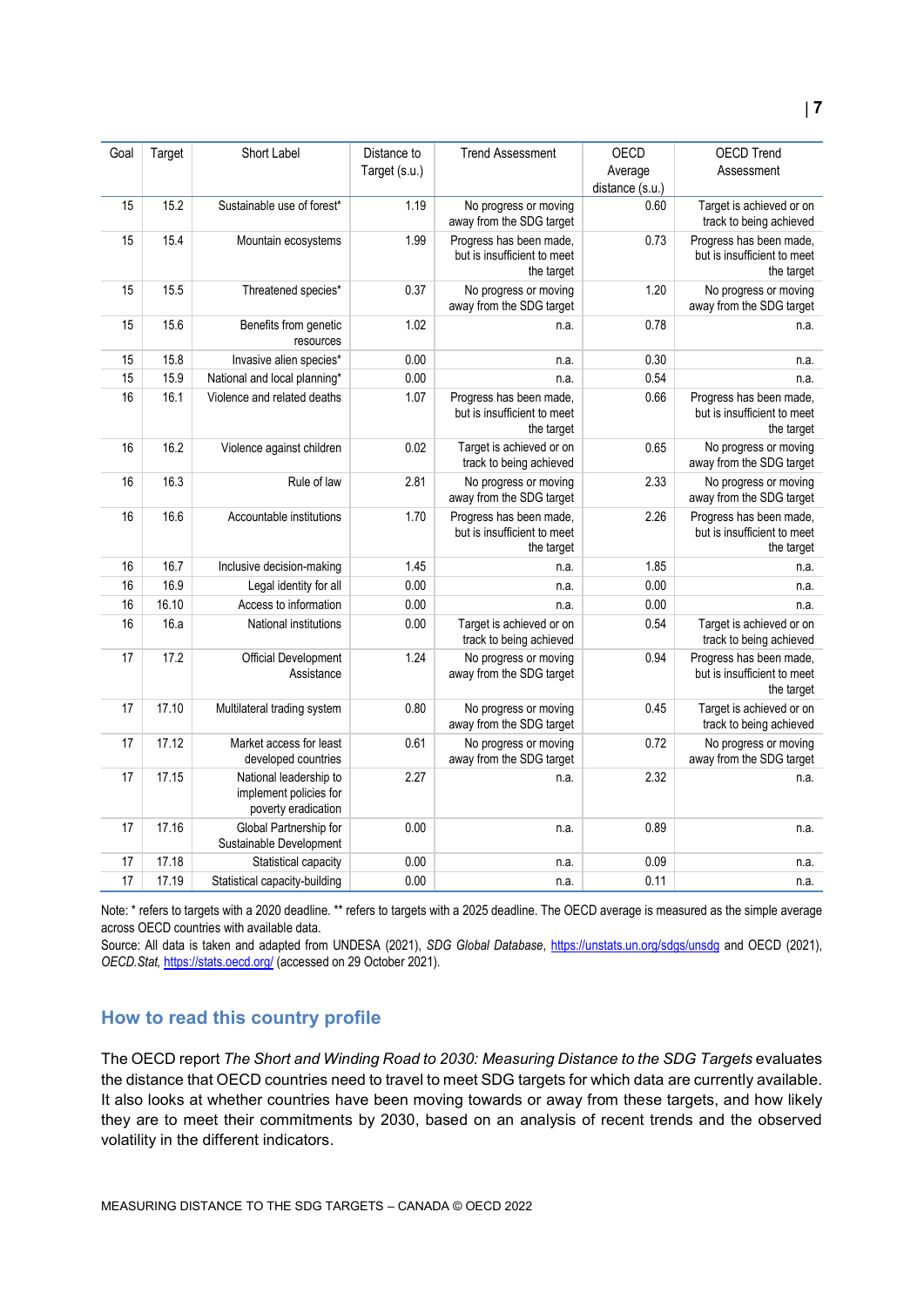| Goal | Target | Short Label | Distance to Target (s.u.) | Trend Assessment | OECD Average distance (s.u.) | OECD Trend Assessment |
|---|---|---|---|---|---|---|
| 15 | 15.2 | Sustainable use of forest* | 1.19 | No progress or moving away from the SDG target | 0.60 | Target is achieved or on track to being achieved |
| 15 | 15.4 | Mountain ecosystems | 1.99 | Progress has been made, but is insufficient to meet the target | 0.73 | Progress has been made, but is insufficient to meet the target |
| 15 | 15.5 | Threatened species* | 0.37 | No progress or moving away from the SDG target | 1.20 | No progress or moving away from the SDG target |
| 15 | 15.6 | Benefits from genetic resources | 1.02 | n.a. | 0.78 | n.a. |
| 15 | 15.8 | Invasive alien species* | 0.00 | n.a. | 0.30 | n.a. |
| 15 | 15.9 | National and local planning* | 0.00 | n.a. | 0.54 | n.a. |
| 16 | 16.1 | Violence and related deaths | 1.07 | Progress has been made, but is insufficient to meet the target | 0.66 | Progress has been made, but is insufficient to meet the target |
| 16 | 16.2 | Violence against children | 0.02 | Target is achieved or on track to being achieved | 0.65 | No progress or moving away from the SDG target |
| 16 | 16.3 | Rule of law | 2.81 | No progress or moving away from the SDG target | 2.33 | No progress or moving away from the SDG target |
| 16 | 16.6 | Accountable institutions | 1.70 | Progress has been made, but is insufficient to meet the target | 2.26 | Progress has been made, but is insufficient to meet the target |
| 16 | 16.7 | Inclusive decision-making | 1.45 | n.a. | 1.85 | n.a. |
| 16 | 16.9 | Legal identity for all | 0.00 | n.a. | 0.00 | n.a. |
| 16 | 16.10 | Access to information | 0.00 | n.a. | 0.00 | n.a. |
| 16 | 16.a | National institutions | 0.00 | Target is achieved or on track to being achieved | 0.54 | Target is achieved or on track to being achieved |
| 17 | 17.2 | Official Development Assistance | 1.24 | No progress or moving away from the SDG target | 0.94 | Progress has been made, but is insufficient to meet the target |
| 17 | 17.10 | Multilateral trading system | 0.80 | No progress or moving away from the SDG target | 0.45 | Target is achieved or on track to being achieved |
| 17 | 17.12 | Market access for least developed countries | 0.61 | No progress or moving away from the SDG target | 0.72 | No progress or moving away from the SDG target |
| 17 | 17.15 | National leadership to implement policies for poverty eradication | 2.27 | n.a. | 2.32 | n.a. |
| 17 | 17.16 | Global Partnership for Sustainable Development | 0.00 | n.a. | 0.89 | n.a. |
| 17 | 17.18 | Statistical capacity | 0.00 | n.a. | 0.09 | n.a. |
| 17 | 17.19 | Statistical capacity-building | 0.00 | n.a. | 0.11 | n.a. |

Note: * refers to targets with a 2020 deadline. ** refers to targets with a 2025 deadline. The OECD average is measured as the simple average across OECD countries with available data.

Source: All data is taken and adapted from UNDESA (2021), *SDG Global Database*, https://unstats.un.org/sdgs/unsdg and OECD (2021), *OECD.Stat*, https://stats.oecd.org/ (accessed on 29 October 2021).

## How to read this country profile

The OECD report *The Short and Winding Road to 2030: Measuring Distance to the SDG Targets* evaluates the distance that OECD countries need to travel to meet SDG targets for which data are currently available. It also looks at whether countries have been moving towards or away from these targets, and how likely they are to meet their commitments by 2030, based on an analysis of recent trends and the observed volatility in the different indicators.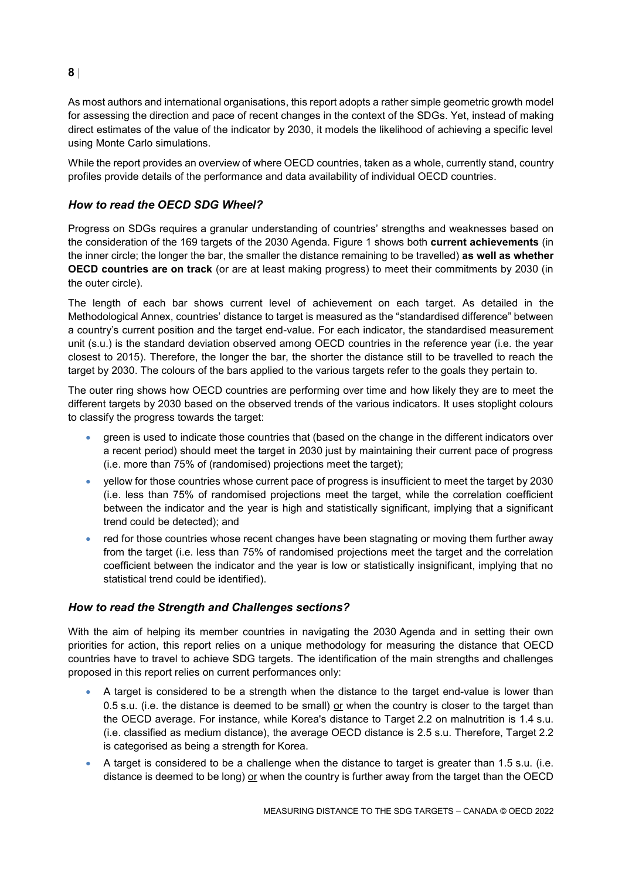As most authors and international organisations, this report adopts a rather simple geometric growth model for assessing the direction and pace of recent changes in the context of the SDGs. Yet, instead of making direct estimates of the value of the indicator by 2030, it models the likelihood of achieving a specific level using Monte Carlo simulations.

While the report provides an overview of where OECD countries, taken as a whole, currently stand, country profiles provide details of the performance and data availability of individual OECD countries.

### *How to read the OECD SDG Wheel?*

Progress on SDGs requires a granular understanding of countries' strengths and weaknesses based on the consideration of the 169 targets of the 2030 Agenda. Figure 1 shows both **current achievements** (in the inner circle; the longer the bar, the smaller the distance remaining to be travelled) **as well as whether OECD countries are on track** (or are at least making progress) to meet their commitments by 2030 (in the outer circle).

The length of each bar shows current level of achievement on each target. As detailed in the Methodological Annex, countries' distance to target is measured as the "standardised difference" between a country's current position and the target end-value. For each indicator, the standardised measurement unit (s.u.) is the standard deviation observed among OECD countries in the reference year (i.e. the year closest to 2015). Therefore, the longer the bar, the shorter the distance still to be travelled to reach the target by 2030. The colours of the bars applied to the various targets refer to the goals they pertain to.

The outer ring shows how OECD countries are performing over time and how likely they are to meet the different targets by 2030 based on the observed trends of the various indicators. It uses stoplight colours to classify the progress towards the target:

- green is used to indicate those countries that (based on the change in the different indicators over a recent period) should meet the target in 2030 just by maintaining their current pace of progress (i.e. more than 75% of (randomised) projections meet the target);
- yellow for those countries whose current pace of progress is insufficient to meet the target by 2030 (i.e. less than 75% of randomised projections meet the target, while the correlation coefficient between the indicator and the year is high and statistically significant, implying that a significant trend could be detected); and
- red for those countries whose recent changes have been stagnating or moving them further away from the target (i.e. less than 75% of randomised projections meet the target and the correlation coefficient between the indicator and the year is low or statistically insignificant, implying that no statistical trend could be identified).

### *How to read the Strength and Challenges sections?*

With the aim of helping its member countries in navigating the 2030 Agenda and in setting their own priorities for action, this report relies on a unique methodology for measuring the distance that OECD countries have to travel to achieve SDG targets. The identification of the main strengths and challenges proposed in this report relies on current performances only:

- A target is considered to be a strength when the distance to the target end-value is lower than 0.5 s.u. (i.e. the distance is deemed to be small) <u>or</u> when the country is closer to the target than the OECD average. For instance, while Korea's distance to Target 2.2 on malnutrition is 1.4 s.u. (i.e. classified as medium distance), the average OECD distance is 2.5 s.u. Therefore, Target 2.2 is categorised as being a strength for Korea.
- A target is considered to be a challenge when the distance to target is greater than 1.5 s.u. (i.e. distance is deemed to be long) <u>or</u> when the country is further away from the target than the OECD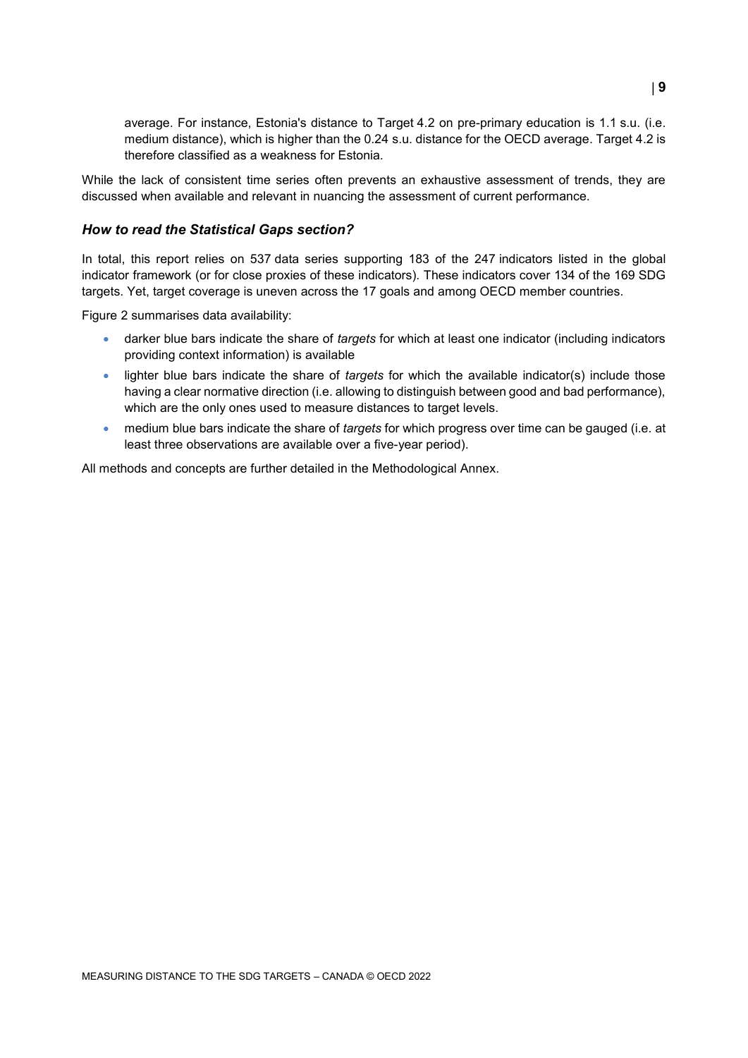average. For instance, Estonia's distance to Target 4.2 on pre-primary education is 1.1 s.u. (i.e. medium distance), which is higher than the 0.24 s.u. distance for the OECD average. Target 4.2 is therefore classified as a weakness for Estonia.

While the lack of consistent time series often prevents an exhaustive assessment of trends, they are discussed when available and relevant in nuancing the assessment of current performance.

### *How to read the Statistical Gaps section?*

In total, this report relies on 537 data series supporting 183 of the 247 indicators listed in the global indicator framework (or for close proxies of these indicators). These indicators cover 134 of the 169 SDG targets. Yet, target coverage is uneven across the 17 goals and among OECD member countries.

Figure 2 summarises data availability:

- darker blue bars indicate the share of *targets* for which at least one indicator (including indicators providing context information) is available
- lighter blue bars indicate the share of *targets* for which the available indicator(s) include those having a clear normative direction (i.e. allowing to distinguish between good and bad performance), which are the only ones used to measure distances to target levels.
- medium blue bars indicate the share of *targets* for which progress over time can be gauged (i.e. at least three observations are available over a five-year period).

All methods and concepts are further detailed in the Methodological Annex.